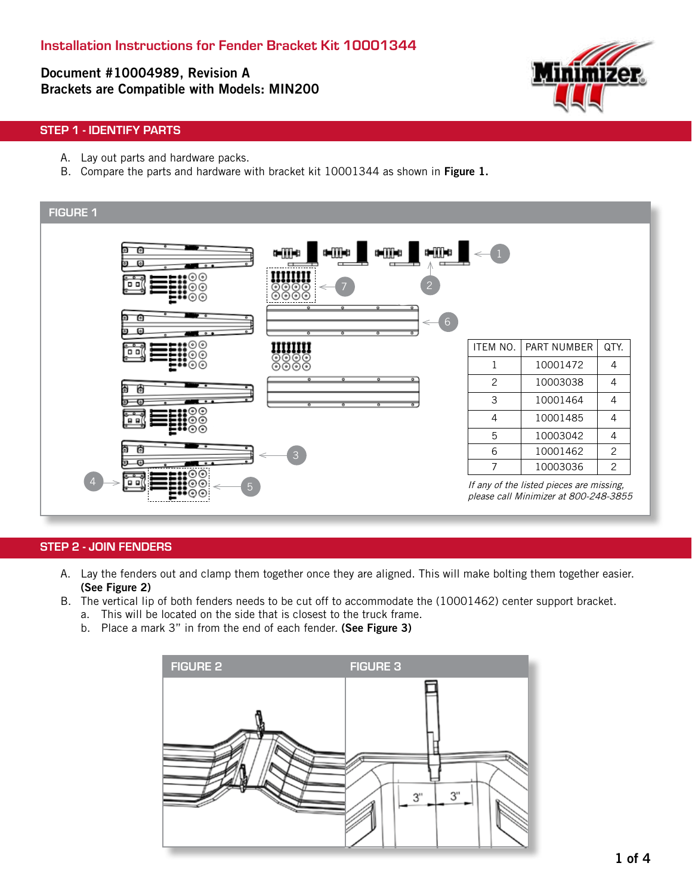# Installation Instructions for Fender Bracket Kit 10001344

**Document #10004989, Revision A**
**Brackets are Compatible with Models: MIN200**

## STEP 1 - IDENTIFY PARTS

A. Lay out parts and hardware packs.
B. Compare the parts and hardware with bracket kit 10001344 as shown in **Figure 1.**

### FIGURE 1

| ITEM NO. | PART NUMBER | QTY. |
|---|---|---|
| 1 | 10001472 | 4 |
| 2 | 10003038 | 4 |
| 3 | 10001464 | 4 |
| 4 | 10001485 | 4 |
| 5 | 10003042 | 4 |
| 6 | 10001462 | 2 |
| 7 | 10003036 | 2 |

*If any of the listed pieces are missing, please call Minimizer at 800-248-3855*

## STEP 2 - JOIN FENDERS

A. Lay the fenders out and clamp them together once they are aligned. This will make bolting them together easier. **(See Figure 2)**
B. The vertical lip of both fenders needs to be cut off to accommodate the (10001462) center support bracket.
   a. This will be located on the side that is closest to the truck frame.
   b. Place a mark 3" in from the end of each fender. **(See Figure 3)**

### FIGURE 2

### FIGURE 3

3"
3"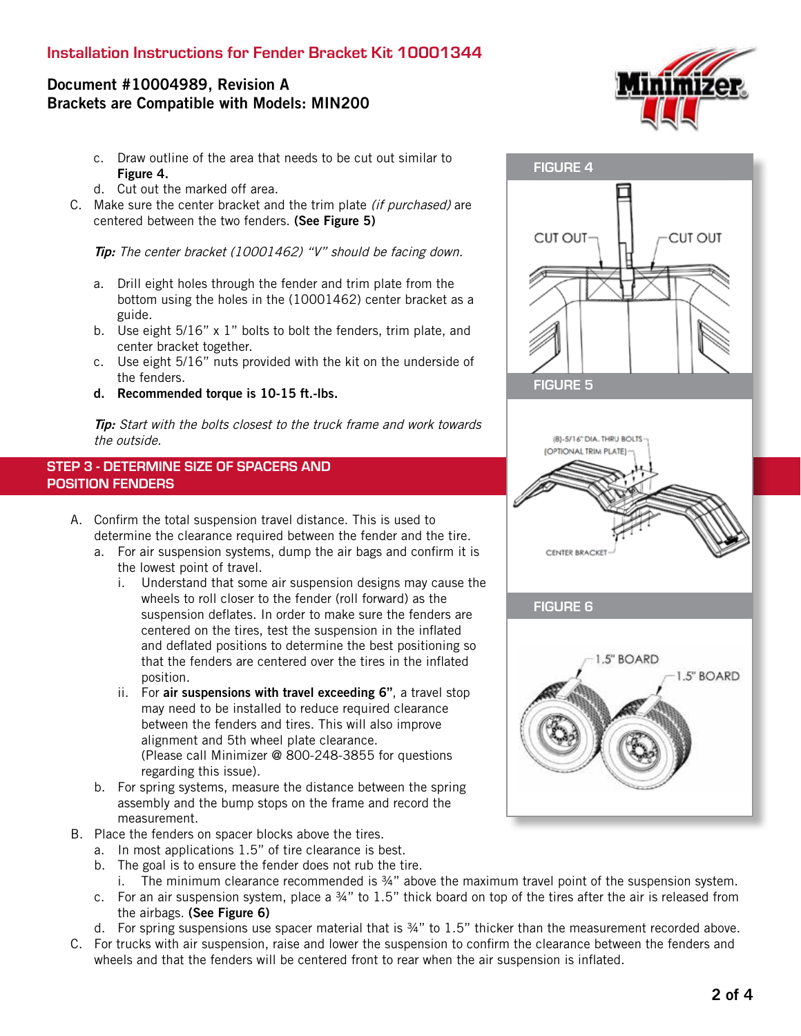c. Draw outline of the area that needs to be cut out similar to **Figure 4.**
d. Cut out the marked off area.

C. Make sure the center bracket and the trim plate *(if purchased)* are centered between the two fenders. **(See Figure 5)**

***Tip:*** *The center bracket (10001462) “V” should be facing down.*

a. Drill eight holes through the fender and trim plate from the bottom using the holes in the (10001462) center bracket as a guide.
b. Use eight 5/16” x 1” bolts to bolt the fenders, trim plate, and center bracket together.
c. Use eight 5/16” nuts provided with the kit on the underside of the fenders.
d. **Recommended torque is 10-15 ft.-lbs.**

***Tip:*** *Start with the bolts closest to the truck frame and work towards the outside.*

FIGURE 4

CUT OUT — CUT OUT

FIGURE 5

(8)-5/16” DIA. THRU BOLTS
(OPTIONAL TRIM PLATE)
CENTER BRACKET

## STEP 3 - DETERMINE SIZE OF SPACERS AND POSITION FENDERS

A. Confirm the total suspension travel distance. This is used to determine the clearance required between the fender and the tire.
   a. For air suspension systems, dump the air bags and confirm it is the lowest point of travel.
      i. Understand that some air suspension designs may cause the wheels to roll closer to the fender (roll forward) as the suspension deflates. In order to make sure the fenders are centered on the tires, test the suspension in the inflated and deflated positions to determine the best positioning so that the fenders are centered over the tires in the inflated position.
      ii. For **air suspensions with travel exceeding 6”**, a travel stop may need to be installed to reduce required clearance between the fenders and tires. This will also improve alignment and 5th wheel plate clearance. (Please call Minimizer @ 800-248-3855 for questions regarding this issue).
   b. For spring systems, measure the distance between the spring assembly and the bump stops on the frame and record the measurement.

B. Place the fenders on spacer blocks above the tires.
   a. In most applications 1.5” of tire clearance is best.
   b. The goal is to ensure the fender does not rub the tire.
      i. The minimum clearance recommended is ¾” above the maximum travel point of the suspension system.
   c. For an air suspension system, place a ¾” to 1.5” thick board on top of the tires after the air is released from the airbags. **(See Figure 6)**
   d. For spring suspensions use spacer material that is ¾” to 1.5” thicker than the measurement recorded above.

C. For trucks with air suspension, raise and lower the suspension to confirm the clearance between the fenders and wheels and that the fenders will be centered front to rear when the air suspension is inflated.

FIGURE 6

1.5” BOARD
1.5” BOARD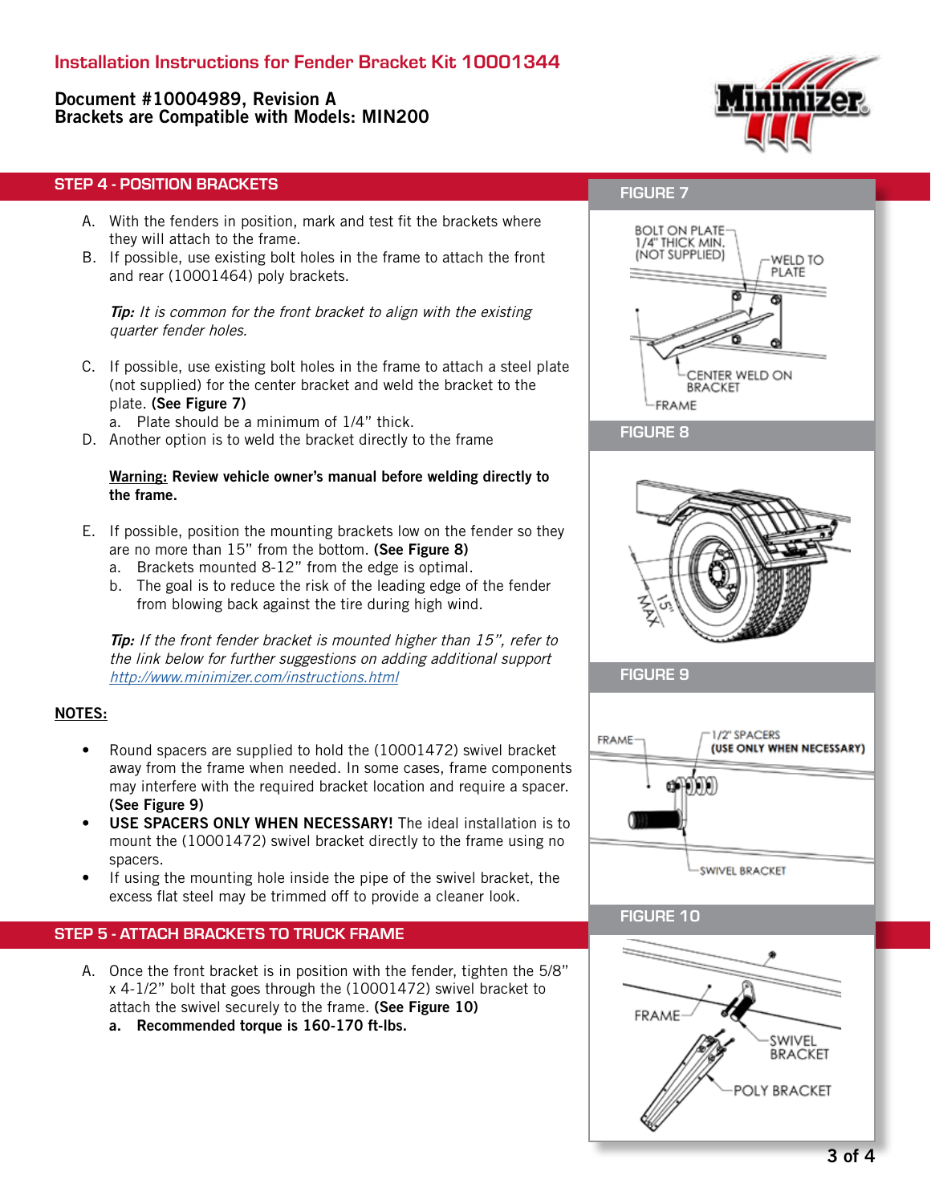# Installation Instructions for Fender Bracket Kit 10001344

**Document #10004989, Revision A**
**Brackets are Compatible with Models: MIN200**

## STEP 4 - POSITION BRACKETS

A. With the fenders in position, mark and test fit the brackets where they will attach to the frame.

B. If possible, use existing bolt holes in the frame to attach the front and rear (10001464) poly brackets.

*__Tip:__ It is common for the front bracket to align with the existing quarter fender holes.*

C. If possible, use existing bolt holes in the frame to attach a steel plate (not supplied) for the center bracket and weld the bracket to the plate. **(See Figure 7)**
   a. Plate should be a minimum of 1/4" thick.

D. Another option is to weld the bracket directly to the frame

**Warning: Review vehicle owner's manual before welding directly to the frame.**

E. If possible, position the mounting brackets low on the fender so they are no more than 15" from the bottom. **(See Figure 8)**
   a. Brackets mounted 8-12" from the edge is optimal.
   b. The goal is to reduce the risk of the leading edge of the fender from blowing back against the tire during high wind.

*__Tip:__ If the front fender bracket is mounted higher than 15", refer to the link below for further suggestions on adding additional support http://www.minimizer.com/instructions.html*

**NOTES:**

- Round spacers are supplied to hold the (10001472) swivel bracket away from the frame when needed. In some cases, frame components may interfere with the required bracket location and require a spacer. **(See Figure 9)**
- **USE SPACERS ONLY WHEN NECESSARY!** The ideal installation is to mount the (10001472) swivel bracket directly to the frame using no spacers.
- If using the mounting hole inside the pipe of the swivel bracket, the excess flat steel may be trimmed off to provide a cleaner look.

## STEP 5 - ATTACH BRACKETS TO TRUCK FRAME

A. Once the front bracket is in position with the fender, tighten the 5/8" x 4-1/2" bolt that goes through the (10001472) swivel bracket to attach the swivel securely to the frame. **(See Figure 10)**
   **a. Recommended torque is 160-170 ft-lbs.**

**FIGURE 7**

BOLT ON PLATE 1/4" THICK MIN. (NOT SUPPLIED)
WELD TO PLATE
CENTER WELD ON BRACKET
FRAME

**FIGURE 8**

15" MAX

**FIGURE 9**

FRAME
1/2" SPACERS (USE ONLY WHEN NECESSARY)
SWIVEL BRACKET

**FIGURE 10**

FRAME
SWIVEL BRACKET
POLY BRACKET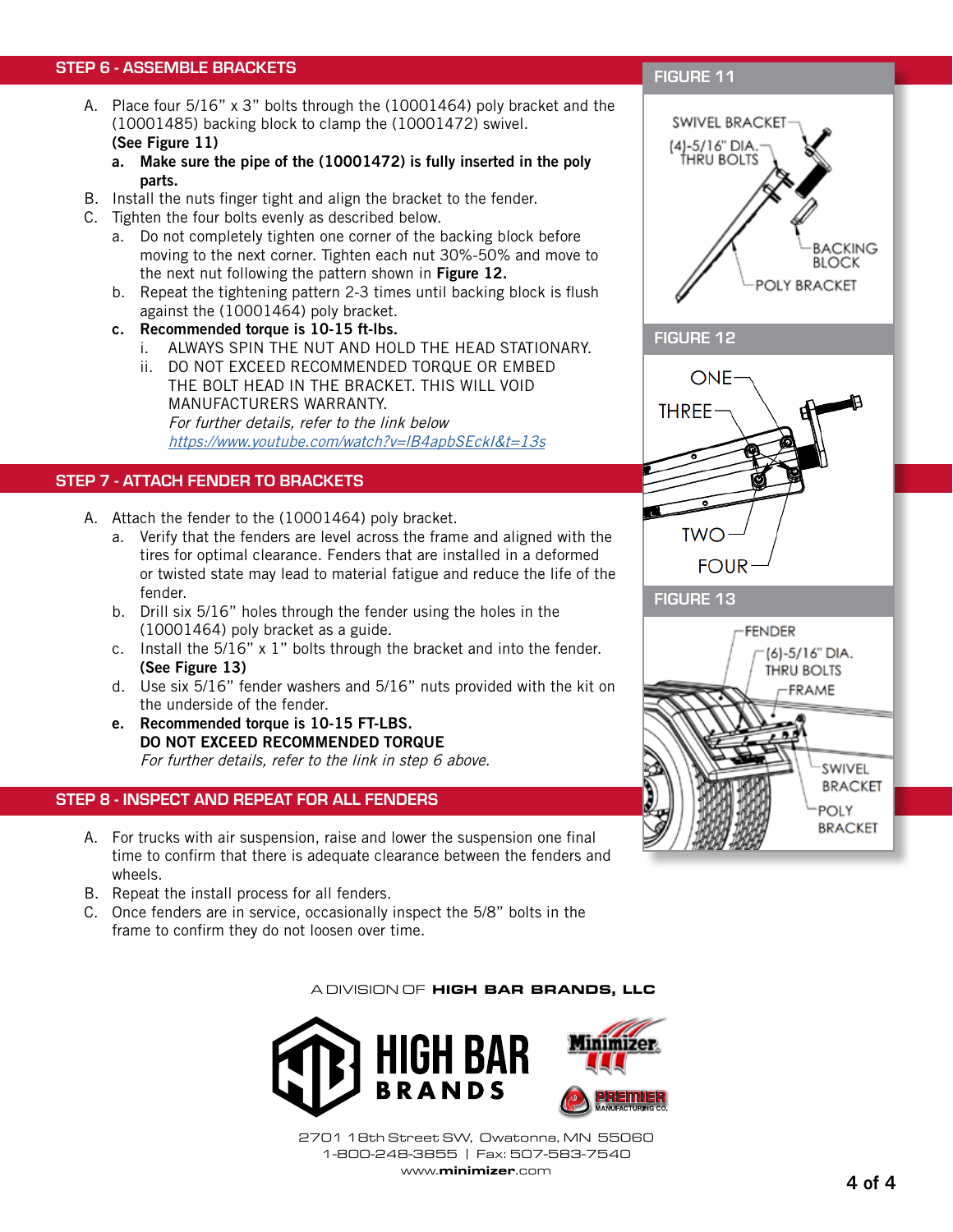## STEP 6 - ASSEMBLE BRACKETS

A. Place four 5/16" x 3" bolts through the (10001464) poly bracket and the (10001485) backing block to clamp the (10001472) swivel. **(See Figure 11)**
   a. **Make sure the pipe of the (10001472) is fully inserted in the poly parts.**

B. Install the nuts finger tight and align the bracket to the fender.

C. Tighten the four bolts evenly as described below.
   a. Do not completely tighten one corner of the backing block before moving to the next corner. Tighten each nut 30%-50% and move to the next nut following the pattern shown in **Figure 12.**
   b. Repeat the tightening pattern 2-3 times until backing block is flush against the (10001464) poly bracket.
   c. **Recommended torque is 10-15 ft-lbs.**
      i. ALWAYS SPIN THE NUT AND HOLD THE HEAD STATIONARY.
      ii. DO NOT EXCEED RECOMMENDED TORQUE OR EMBED THE BOLT HEAD IN THE BRACKET. THIS WILL VOID MANUFACTURERS WARRANTY.
      *For further details, refer to the link below*
      *https://www.youtube.com/watch?v=lB4apbSEckI&t=13s*

FIGURE 11

SWIVEL BRACKET
(4)-5/16" DIA. THRU BOLTS
BACKING BLOCK
POLY BRACKET

FIGURE 12

ONE
THREE
TWO
FOUR

## STEP 7 - ATTACH FENDER TO BRACKETS

A. Attach the fender to the (10001464) poly bracket.
   a. Verify that the fenders are level across the frame and aligned with the tires for optimal clearance. Fenders that are installed in a deformed or twisted state may lead to material fatigue and reduce the life of the fender.
   b. Drill six 5/16" holes through the fender using the holes in the (10001464) poly bracket as a guide.
   c. Install the 5/16" x 1" bolts through the bracket and into the fender. **(See Figure 13)**
   d. Use six 5/16" fender washers and 5/16" nuts provided with the kit on the underside of the fender.
   e. **Recommended torque is 10-15 FT-LBS.**
      **DO NOT EXCEED RECOMMENDED TORQUE**
      *For further details, refer to the link in step 6 above.*

FIGURE 13

FENDER
(6)-5/16" DIA. THRU BOLTS
FRAME
SWIVEL BRACKET
POLY BRACKET

## STEP 8 - INSPECT AND REPEAT FOR ALL FENDERS

A. For trucks with air suspension, raise and lower the suspension one final time to confirm that there is adequate clearance between the fenders and wheels.

B. Repeat the install process for all fenders.

C. Once fenders are in service, occasionally inspect the 5/8" bolts in the frame to confirm they do not loosen over time.

A DIVISION OF **HIGH BAR BRANDS, LLC**

HIGH BAR BRANDS

Minimizer

PREMIER MANUFACTURING CO.

2701 18th Street SW, Owatonna, MN 55060
1-800-248-3855 | Fax: 507-583-7540
www.**minimizer**.com